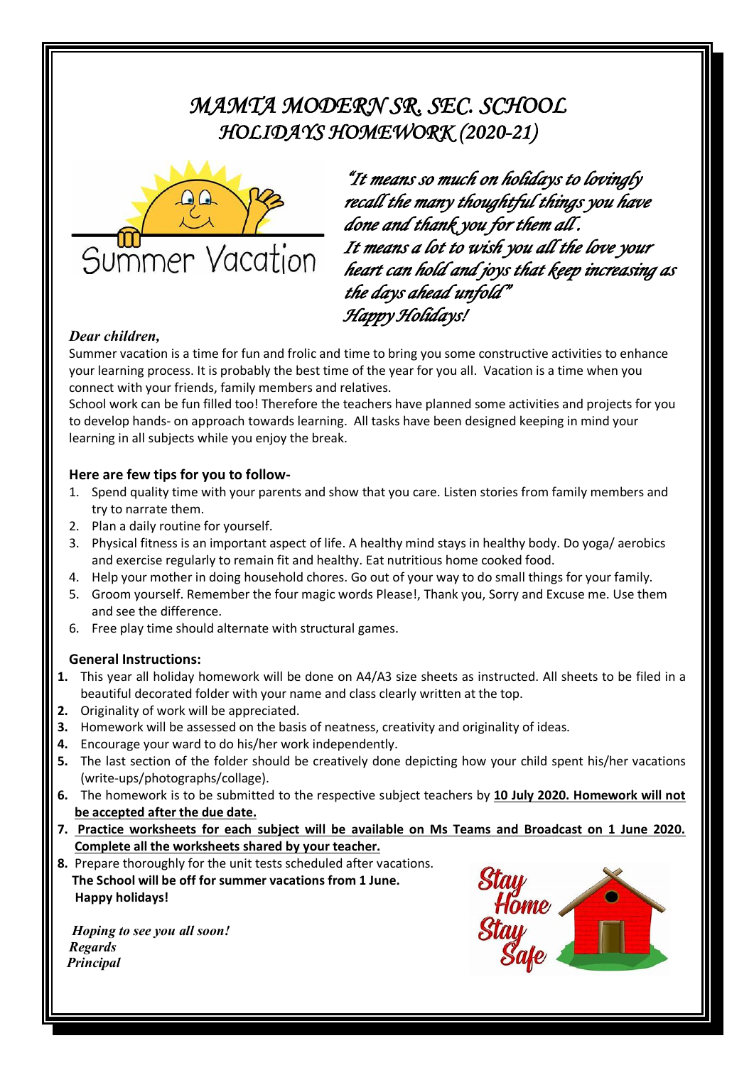# *MAMTA MODERN SR. SEC. SCHOOL*
## *HOLIDAYS HOMEWORK (2020-21)*

Summer Vacation

*"It means so much on holidays to lovingly recall the many thoughtful things you have done and thank you for them all. It means a lot to wish you all the love your heart can hold and joys that keep increasing as the days ahead unfold"*
*Happy Holidays!*

***Dear children,***

Summer vacation is a time for fun and frolic and time to bring you some constructive activities to enhance your learning process. It is probably the best time of the year for you all. Vacation is a time when you connect with your friends, family members and relatives.

School work can be fun filled too! Therefore the teachers have planned some activities and projects for you to develop hands- on approach towards learning. All tasks have been designed keeping in mind your learning in all subjects while you enjoy the break.

**Here are few tips for you to follow-**

1. Spend quality time with your parents and show that you care. Listen stories from family members and try to narrate them.
2. Plan a daily routine for yourself.
3. Physical fitness is an important aspect of life. A healthy mind stays in healthy body. Do yoga/ aerobics and exercise regularly to remain fit and healthy. Eat nutritious home cooked food.
4. Help your mother in doing household chores. Go out of your way to do small things for your family.
5. Groom yourself. Remember the four magic words Please!, Thank you, Sorry and Excuse me. Use them and see the difference.
6. Free play time should alternate with structural games.

**General Instructions:**

1. This year all holiday homework will be done on A4/A3 size sheets as instructed. All sheets to be filed in a beautiful decorated folder with your name and class clearly written at the top.
2. Originality of work will be appreciated.
3. Homework will be assessed on the basis of neatness, creativity and originality of ideas.
4. Encourage your ward to do his/her work independently.
5. The last section of the folder should be creatively done depicting how your child spent his/her vacations (write-ups/photographs/collage).
6. The homework is to be submitted to the respective subject teachers by **10 July 2020. Homework will not be accepted after the due date.**
7. **Practice worksheets for each subject will be available on Ms Teams and Broadcast on 1 June 2020. Complete all the worksheets shared by your teacher.**
8. Prepare thoroughly for the unit tests scheduled after vacations.
   **The School will be off for summer vacations from 1 June.**
   **Happy holidays!**

***Hoping to see you all soon!***
***Regards***
***Principal***

Stay Home Stay Safe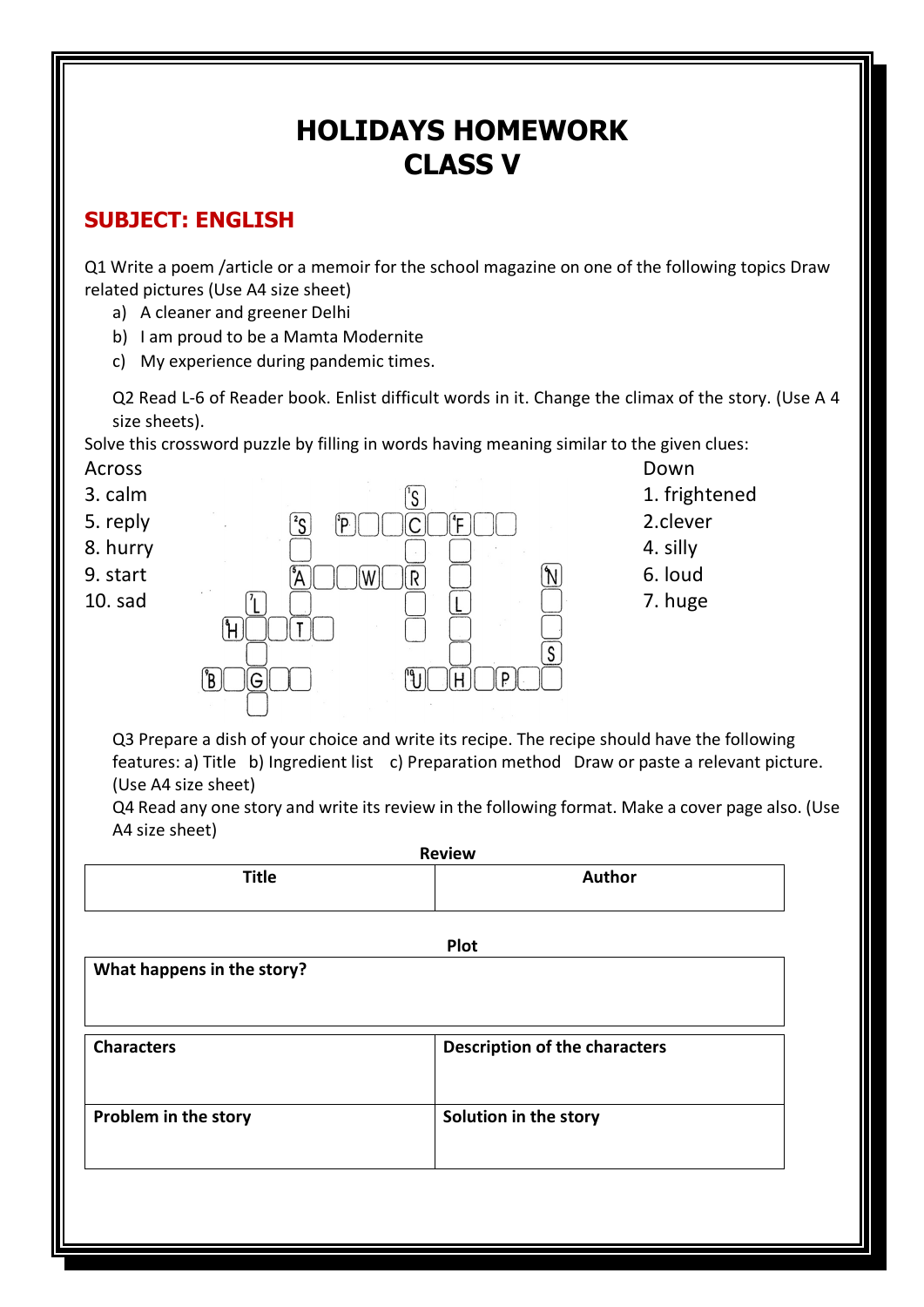# HOLIDAYS HOMEWORK
# CLASS V

## SUBJECT: ENGLISH

Q1 Write a poem /article or a memoir for the school magazine on one of the following topics Draw related pictures (Use A4 size sheet)

a) A cleaner and greener Delhi
b) I am proud to be a Mamta Modernite
c) My experience during pandemic times.

Q2 Read L-6 of Reader book. Enlist difficult words in it. Change the climax of the story. (Use A 4 size sheets).

Solve this crossword puzzle by filling in words having meaning similar to the given clues:

**Across**
3. calm
5. reply
8. hurry
9. start
10. sad

**Down**
1. frightened
2. clever
4. silly
6. loud
7. huge

Q3 Prepare a dish of your choice and write its recipe. The recipe should have the following features: a) Title b) Ingredient list c) Preparation method Draw or paste a relevant picture. (Use A4 size sheet)

Q4 Read any one story and write its review in the following format. Make a cover page also. (Use A4 size sheet)

**Review**

| Title | Author |
|---|---|
| | |

**Plot**

| What happens in the story? |
|---|
| |

| Characters | Description of the characters |
|---|---|
| Problem in the story | Solution in the story |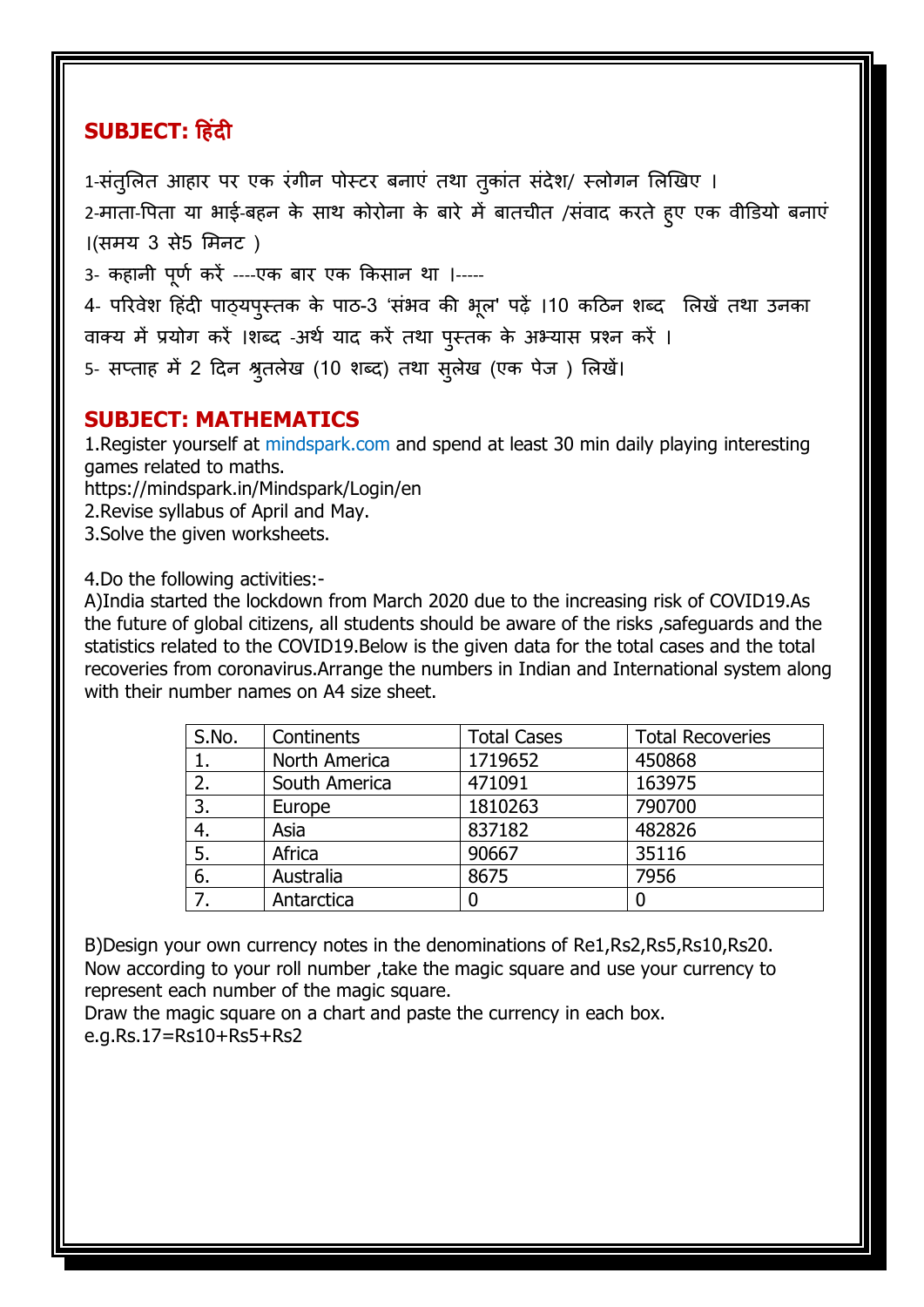## SUBJECT: हिंदी

1-संतुलित आहार पर एक रंगीन पोस्टर बनाएं तथा तुकांत संदेश/ स्लोगन लिखिए ।

2-माता-पिता या भाई-बहन के साथ कोरोना के बारे में बातचीत /संवाद करते हुए एक वीडियो बनाएं ।(समय 3 से5 मिनट )

3- कहानी पूर्ण करें ----एक बार एक किसान था ।-----

4- परिवेश हिंदी पाठ्यपुस्तक के पाठ-3 'संभव की भूल' पढ़ें ।10 कठिन शब्द लिखें तथा उनका वाक्य में प्रयोग करें ।शब्द -अर्थ याद करें तथा पुस्तक के अभ्यास प्रश्न करें ।

5- सप्ताह में 2 दिन श्रुतलेख (10 शब्द) तथा सुलेख (एक पेज ) लिखें।

## SUBJECT: MATHEMATICS

1.Register yourself at mindspark.com and spend at least 30 min daily playing interesting games related to maths.
https://mindspark.in/Mindspark/Login/en

2.Revise syllabus of April and May.

3.Solve the given worksheets.

4.Do the following activities:-

A)India started the lockdown from March 2020 due to the increasing risk of COVID19.As the future of global citizens, all students should be aware of the risks ,safeguards and the statistics related to the COVID19.Below is the given data for the total cases and the total recoveries from coronavirus.Arrange the numbers in Indian and International system along with their number names on A4 size sheet.

| S.No. | Continents | Total Cases | Total Recoveries |
|---|---|---|---|
| 1. | North America | 1719652 | 450868 |
| 2. | South America | 471091 | 163975 |
| 3. | Europe | 1810263 | 790700 |
| 4. | Asia | 837182 | 482826 |
| 5. | Africa | 90667 | 35116 |
| 6. | Australia | 8675 | 7956 |
| 7. | Antarctica | 0 | 0 |

B)Design your own currency notes in the denominations of Re1,Rs2,Rs5,Rs10,Rs20. Now according to your roll number ,take the magic square and use your currency to represent each number of the magic square.
Draw the magic square on a chart and paste the currency in each box.
e.g.Rs.17=Rs10+Rs5+Rs2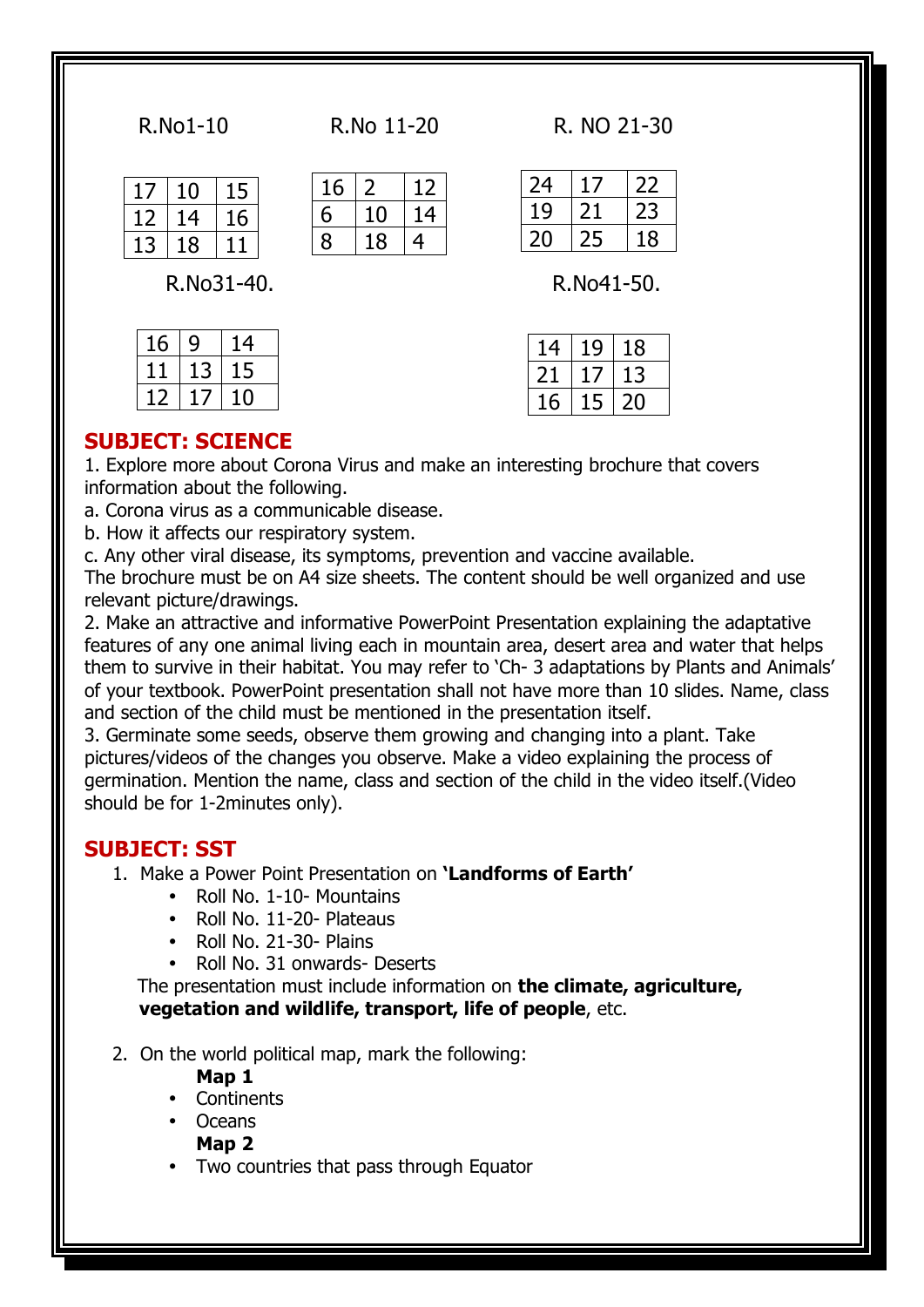R.No1-10

| 17 | 10 | 15 |
|---|---|---|
| 12 | 14 | 16 |
| 13 | 18 | 11 |

R.No 11-20

| 16 | 2 | 12 |
|---|---|---|
| 6 | 10 | 14 |
| 8 | 18 | 4 |

R. NO 21-30

| 24 | 17 | 22 |
|---|---|---|
| 19 | 21 | 23 |
| 20 | 25 | 18 |

R.No31-40.

| 16 | 9 | 14 |
|---|---|---|
| 11 | 13 | 15 |
| 12 | 17 | 10 |

R.No41-50.

| 14 | 19 | 18 |
|---|---|---|
| 21 | 17 | 13 |
| 16 | 15 | 20 |

## SUBJECT: SCIENCE

1. Explore more about Corona Virus and make an interesting brochure that covers information about the following.

a. Corona virus as a communicable disease.

b. How it affects our respiratory system.

c. Any other viral disease, its symptoms, prevention and vaccine available.

The brochure must be on A4 size sheets. The content should be well organized and use relevant picture/drawings.

2. Make an attractive and informative PowerPoint Presentation explaining the adaptative features of any one animal living each in mountain area, desert area and water that helps them to survive in their habitat. You may refer to 'Ch- 3 adaptations by Plants and Animals' of your textbook. PowerPoint presentation shall not have more than 10 slides. Name, class and section of the child must be mentioned in the presentation itself.

3. Germinate some seeds, observe them growing and changing into a plant. Take pictures/videos of the changes you observe. Make a video explaining the process of germination. Mention the name, class and section of the child in the video itself.(Video should be for 1-2minutes only).

## SUBJECT: SST

1. Make a Power Point Presentation on **'Landforms of Earth'**
   - Roll No. 1-10- Mountains
   - Roll No. 11-20- Plateaus
   - Roll No. 21-30- Plains
   - Roll No. 31 onwards- Deserts

   The presentation must include information on **the climate, agriculture, vegetation and wildlife, transport, life of people**, etc.

2. On the world political map, mark the following:

   **Map 1**
   - Continents
   - Oceans

   **Map 2**
   - Two countries that pass through Equator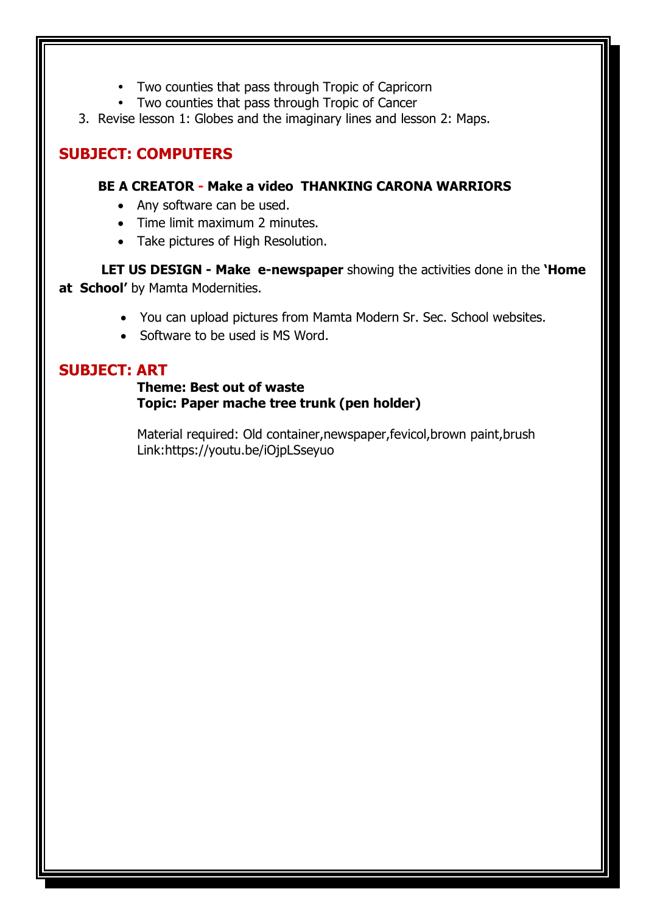- Two counties that pass through Tropic of Capricorn
- Two counties that pass through Tropic of Cancer

3. Revise lesson 1: Globes and the imaginary lines and lesson 2: Maps.

## SUBJECT: COMPUTERS

**BE A CREATOR - Make a video THANKING CARONA WARRIORS**

- Any software can be used.
- Time limit maximum 2 minutes.
- Take pictures of High Resolution.

**LET US DESIGN - Make e-newspaper** showing the activities done in the **'Home at School'** by Mamta Modernities.

- You can upload pictures from Mamta Modern Sr. Sec. School websites.
- Software to be used is MS Word.

## SUBJECT: ART

**Theme: Best out of waste**
**Topic: Paper mache tree trunk (pen holder)**

Material required: Old container,newspaper,fevicol,brown paint,brush
Link:https://youtu.be/iOjpLSseyuo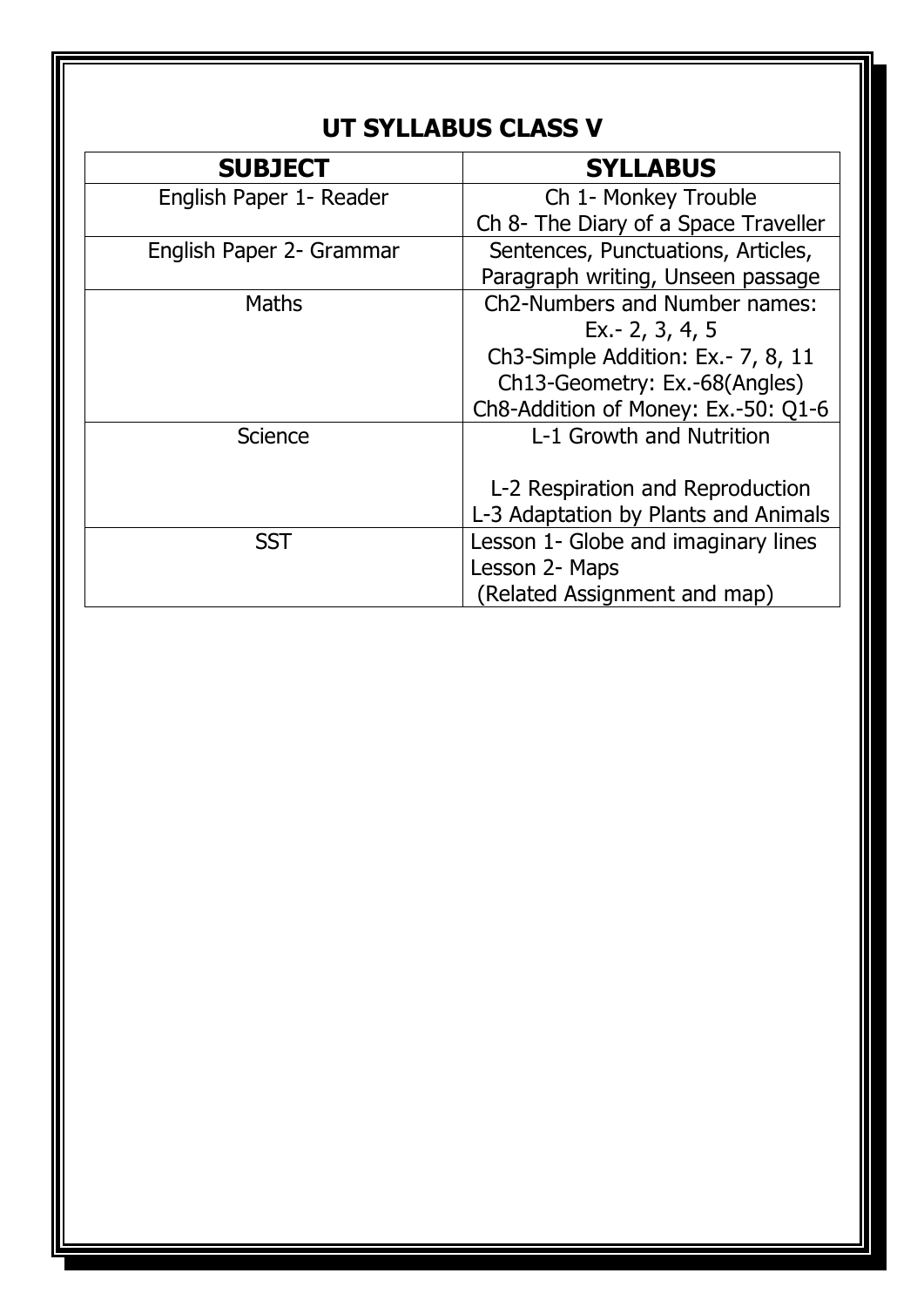# UT SYLLABUS CLASS V

| SUBJECT | SYLLABUS |
|---|---|
| English Paper 1- Reader | Ch 1- Monkey Trouble<br>Ch 8- The Diary of a Space Traveller |
| English Paper 2- Grammar | Sentences, Punctuations, Articles, Paragraph writing, Unseen passage |
| Maths | Ch2-Numbers and Number names: Ex.- 2, 3, 4, 5<br>Ch3-Simple Addition: Ex.- 7, 8, 11<br>Ch13-Geometry: Ex.-68(Angles)<br>Ch8-Addition of Money: Ex.-50: Q1-6 |
| Science | L-1 Growth and Nutrition<br><br>L-2 Respiration and Reproduction<br>L-3 Adaptation by Plants and Animals |
| SST | Lesson 1- Globe and imaginary lines<br>Lesson 2- Maps<br>(Related Assignment and map) |